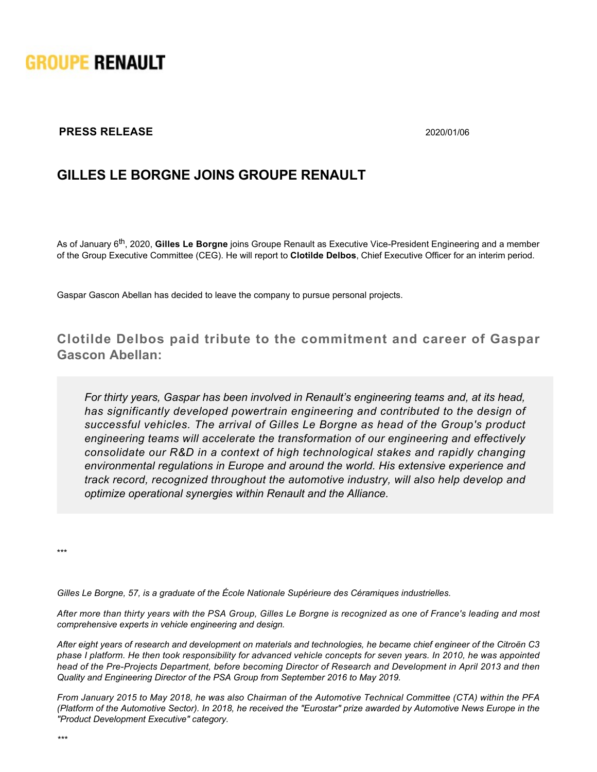GROUPE RENAULT

**PRESS RELEASE** 2020/01/06

# GILLES LE BORGNE JOINS GROUPE RENAULT

As of January 6th, 2020, **Gilles Le Borgne** joins Groupe Renault as Executive Vice-President Engineering and a member of the Group Executive Committee (CEG). He will report to **Clotilde Delbos**, Chief Executive Officer for an interim period.

Gaspar Gascon Abellan has decided to leave the company to pursue personal projects.

## Clotilde Delbos paid tribute to the commitment and career of Gaspar Gascon Abellan:

> *For thirty years, Gaspar has been involved in Renault's engineering teams and, at its head, has significantly developed powertrain engineering and contributed to the design of successful vehicles. The arrival of Gilles Le Borgne as head of the Group's product engineering teams will accelerate the transformation of our engineering and effectively consolidate our R&D in a context of high technological stakes and rapidly changing environmental regulations in Europe and around the world. His extensive experience and track record, recognized throughout the automotive industry, will also help develop and optimize operational synergies within Renault and the Alliance.*

***

*Gilles Le Borgne, 57, is a graduate of the École Nationale Supérieure des Céramiques industrielles.*

*After more than thirty years with the PSA Group, Gilles Le Borgne is recognized as one of France's leading and most comprehensive experts in vehicle engineering and design.*

*After eight years of research and development on materials and technologies, he became chief engineer of the Citroën C3 phase I platform. He then took responsibility for advanced vehicle concepts for seven years. In 2010, he was appointed head of the Pre-Projects Department, before becoming Director of Research and Development in April 2013 and then Quality and Engineering Director of the PSA Group from September 2016 to May 2019.*

*From January 2015 to May 2018, he was also Chairman of the Automotive Technical Committee (CTA) within the PFA (Platform of the Automotive Sector). In 2018, he received the "Eurostar" prize awarded by Automotive News Europe in the "Product Development Executive" category.*

***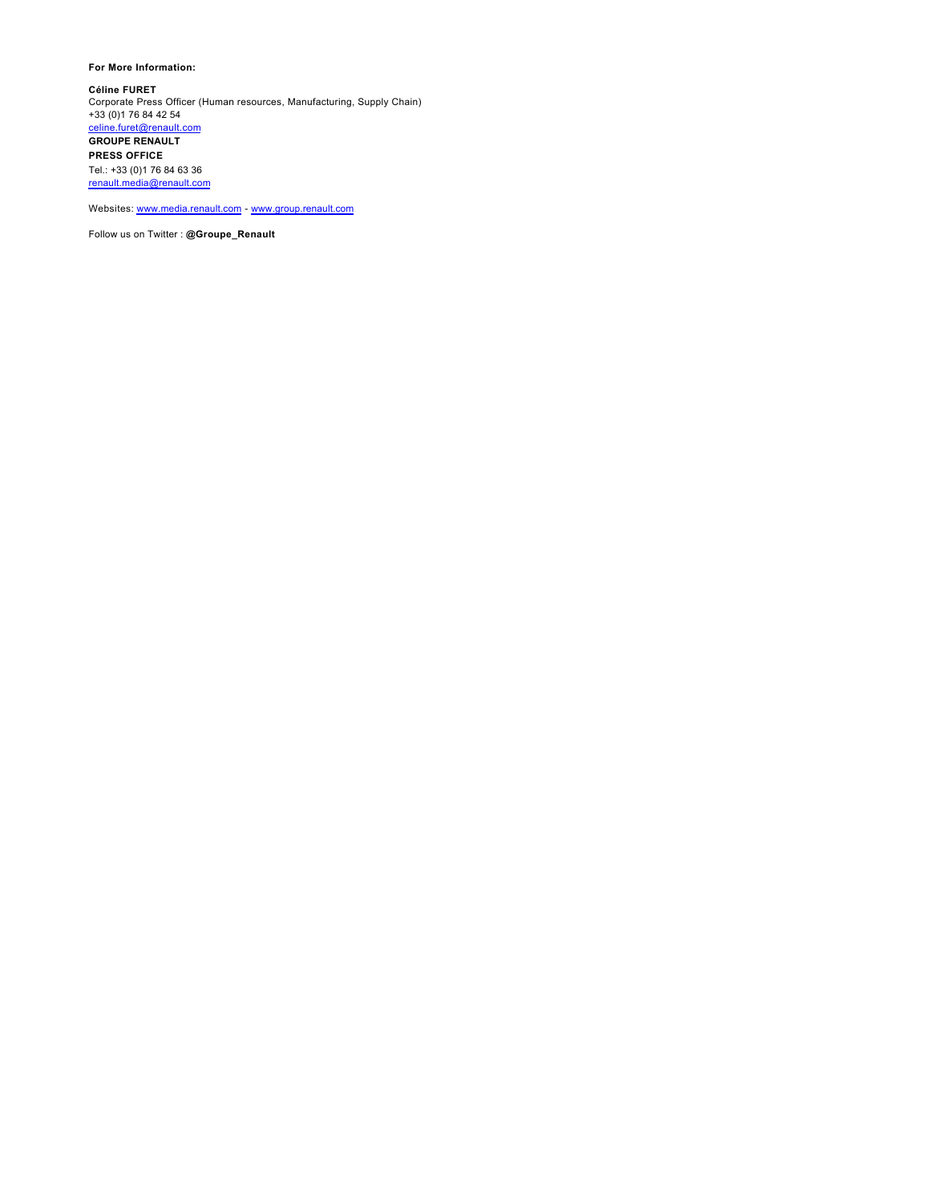**For More Information:**

**Céline FURET**
Corporate Press Officer (Human resources, Manufacturing, Supply Chain)
+33 (0)1 76 84 42 54
celine.furet@renault.com
**GROUPE RENAULT**
**PRESS OFFICE**
Tel.: +33 (0)1 76 84 63 36
renault.media@renault.com

Websites: www.media.renault.com - www.group.renault.com

Follow us on Twitter : **@Groupe_Renault**